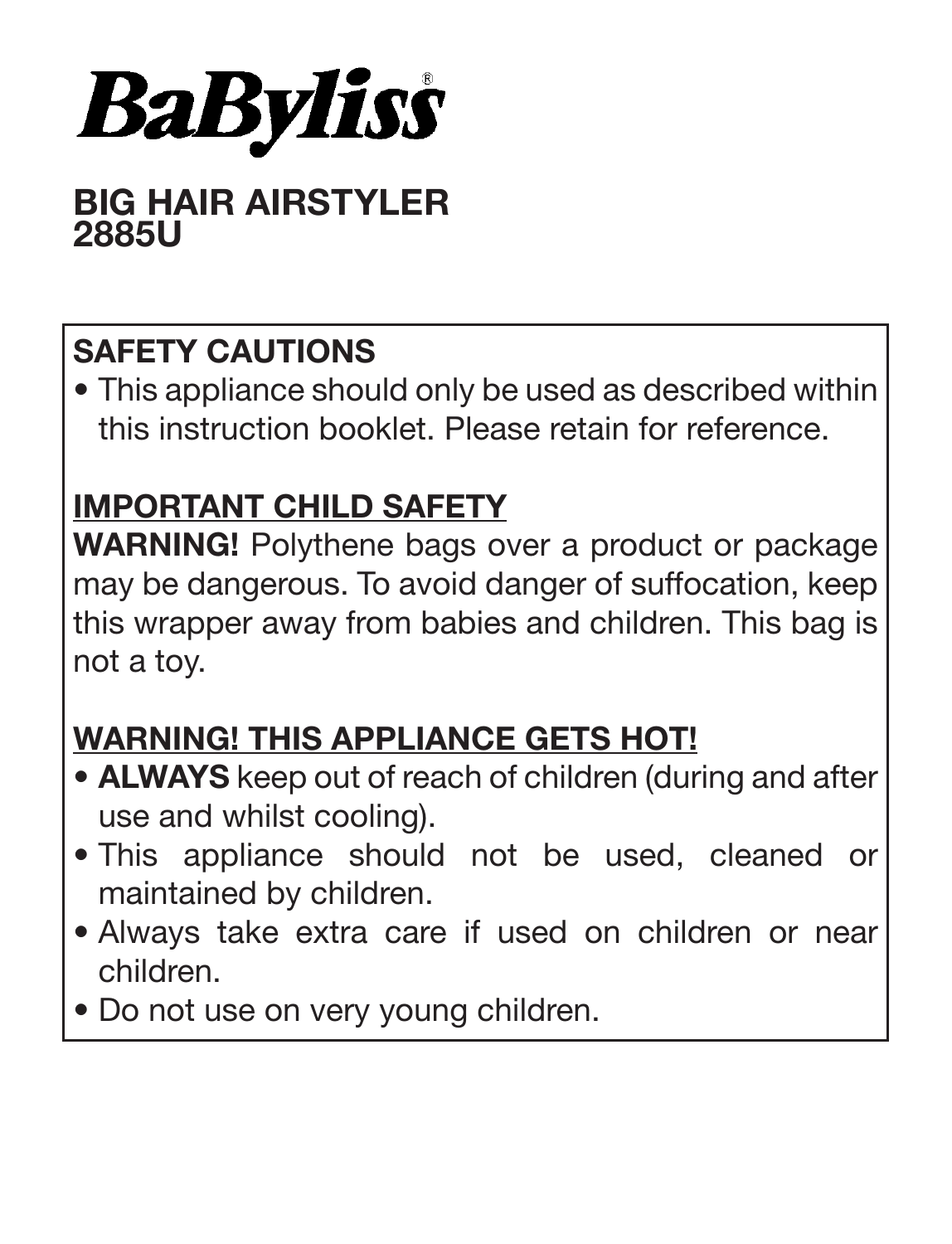# BaByliss®

## BIG HAIR AIRSTYLER
## 2885U

### SAFETY CAUTIONS

- This appliance should only be used as described within this instruction booklet. Please retain for reference.

### IMPORTANT CHILD SAFETY

**WARNING!** Polythene bags over a product or package may be dangerous. To avoid danger of suffocation, keep this wrapper away from babies and children. This bag is not a toy.

### WARNING! THIS APPLIANCE GETS HOT!

- **ALWAYS** keep out of reach of children (during and after use and whilst cooling).
- This appliance should not be used, cleaned or maintained by children.
- Always take extra care if used on children or near children.
- Do not use on very young children.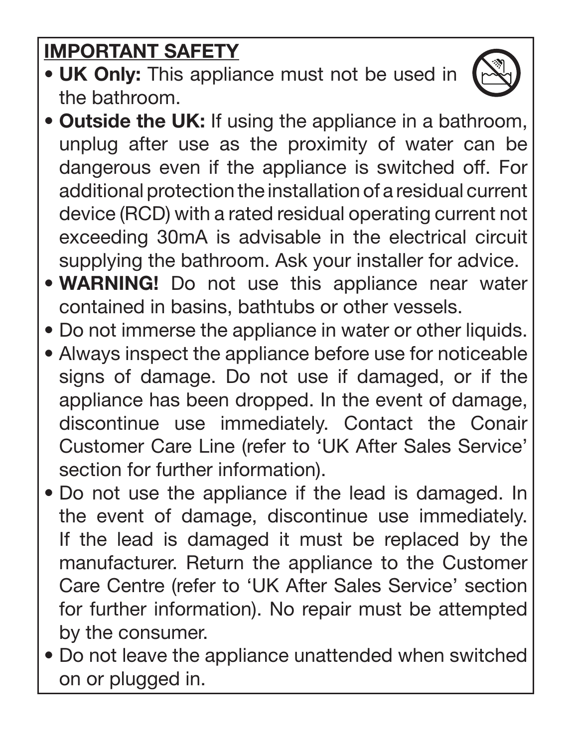## IMPORTANT SAFETY

- **UK Only:** This appliance must not be used in the bathroom.
- **Outside the UK:** If using the appliance in a bathroom, unplug after use as the proximity of water can be dangerous even if the appliance is switched off. For additional protection the installation of a residual current device (RCD) with a rated residual operating current not exceeding 30mA is advisable in the electrical circuit supplying the bathroom. Ask your installer for advice.
- **WARNING!** Do not use this appliance near water contained in basins, bathtubs or other vessels.
- Do not immerse the appliance in water or other liquids.
- Always inspect the appliance before use for noticeable signs of damage. Do not use if damaged, or if the appliance has been dropped. In the event of damage, discontinue use immediately. Contact the Conair Customer Care Line (refer to 'UK After Sales Service' section for further information).
- Do not use the appliance if the lead is damaged. In the event of damage, discontinue use immediately. If the lead is damaged it must be replaced by the manufacturer. Return the appliance to the Customer Care Centre (refer to 'UK After Sales Service' section for further information). No repair must be attempted by the consumer.
- Do not leave the appliance unattended when switched on or plugged in.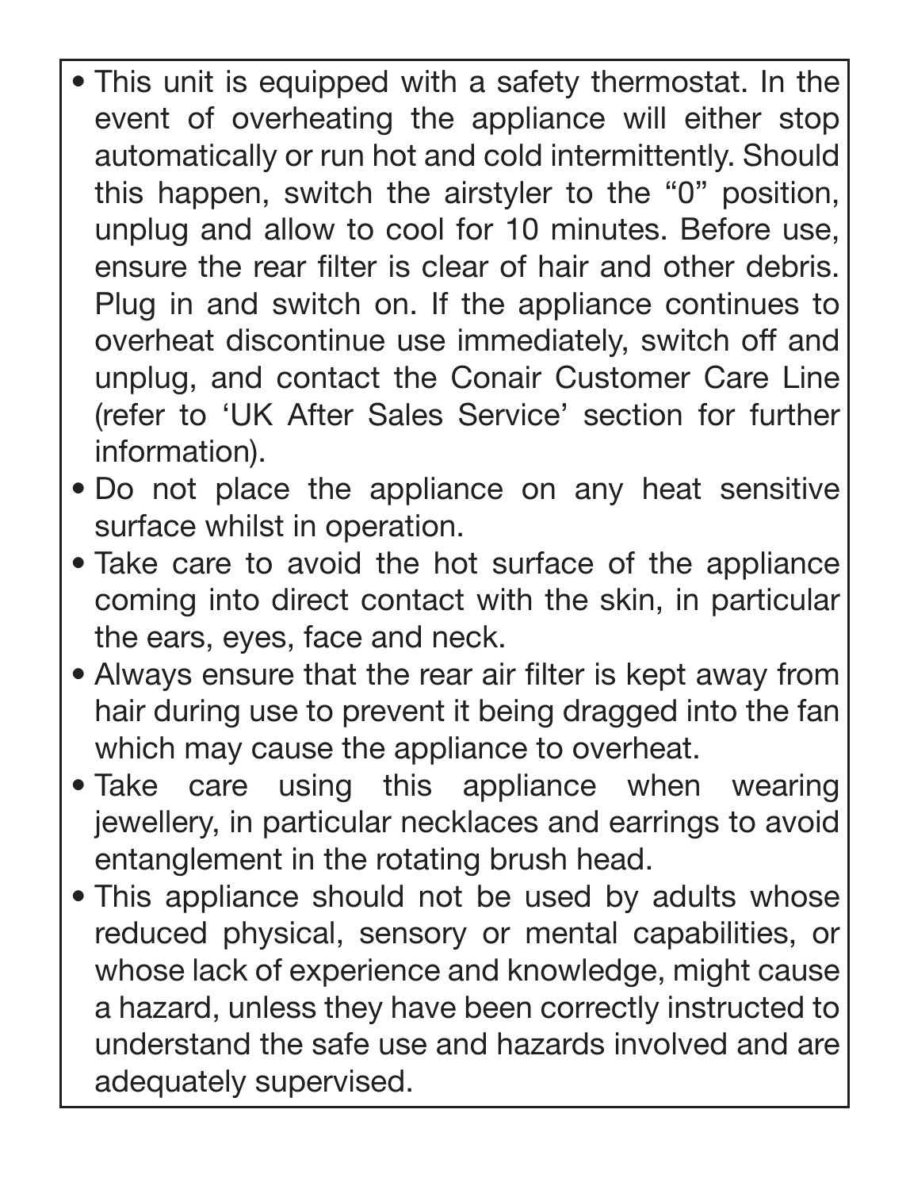- This unit is equipped with a safety thermostat. In the event of overheating the appliance will either stop automatically or run hot and cold intermittently. Should this happen, switch the airstyler to the “0” position, unplug and allow to cool for 10 minutes. Before use, ensure the rear filter is clear of hair and other debris. Plug in and switch on. If the appliance continues to overheat discontinue use immediately, switch off and unplug, and contact the Conair Customer Care Line (refer to ‘UK After Sales Service’ section for further information).
- Do not place the appliance on any heat sensitive surface whilst in operation.
- Take care to avoid the hot surface of the appliance coming into direct contact with the skin, in particular the ears, eyes, face and neck.
- Always ensure that the rear air filter is kept away from hair during use to prevent it being dragged into the fan which may cause the appliance to overheat.
- Take care using this appliance when wearing jewellery, in particular necklaces and earrings to avoid entanglement in the rotating brush head.
- This appliance should not be used by adults whose reduced physical, sensory or mental capabilities, or whose lack of experience and knowledge, might cause a hazard, unless they have been correctly instructed to understand the safe use and hazards involved and are adequately supervised.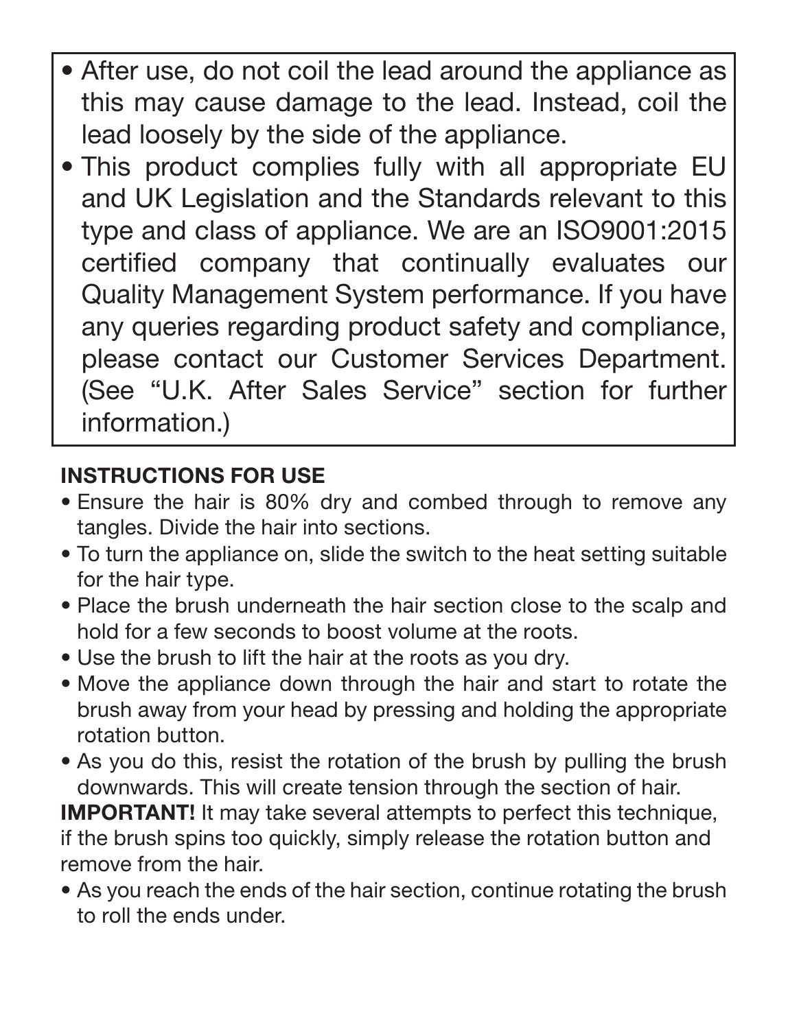- After use, do not coil the lead around the appliance as this may cause damage to the lead. Instead, coil the lead loosely by the side of the appliance.
- This product complies fully with all appropriate EU and UK Legislation and the Standards relevant to this type and class of appliance. We are an ISO9001:2015 certified company that continually evaluates our Quality Management System performance. If you have any queries regarding product safety and compliance, please contact our Customer Services Department. (See "U.K. After Sales Service" section for further information.)

## INSTRUCTIONS FOR USE

- Ensure the hair is 80% dry and combed through to remove any tangles. Divide the hair into sections.
- To turn the appliance on, slide the switch to the heat setting suitable for the hair type.
- Place the brush underneath the hair section close to the scalp and hold for a few seconds to boost volume at the roots.
- Use the brush to lift the hair at the roots as you dry.
- Move the appliance down through the hair and start to rotate the brush away from your head by pressing and holding the appropriate rotation button.
- As you do this, resist the rotation of the brush by pulling the brush downwards. This will create tension through the section of hair.

**IMPORTANT!** It may take several attempts to perfect this technique, if the brush spins too quickly, simply release the rotation button and remove from the hair.

- As you reach the ends of the hair section, continue rotating the brush to roll the ends under.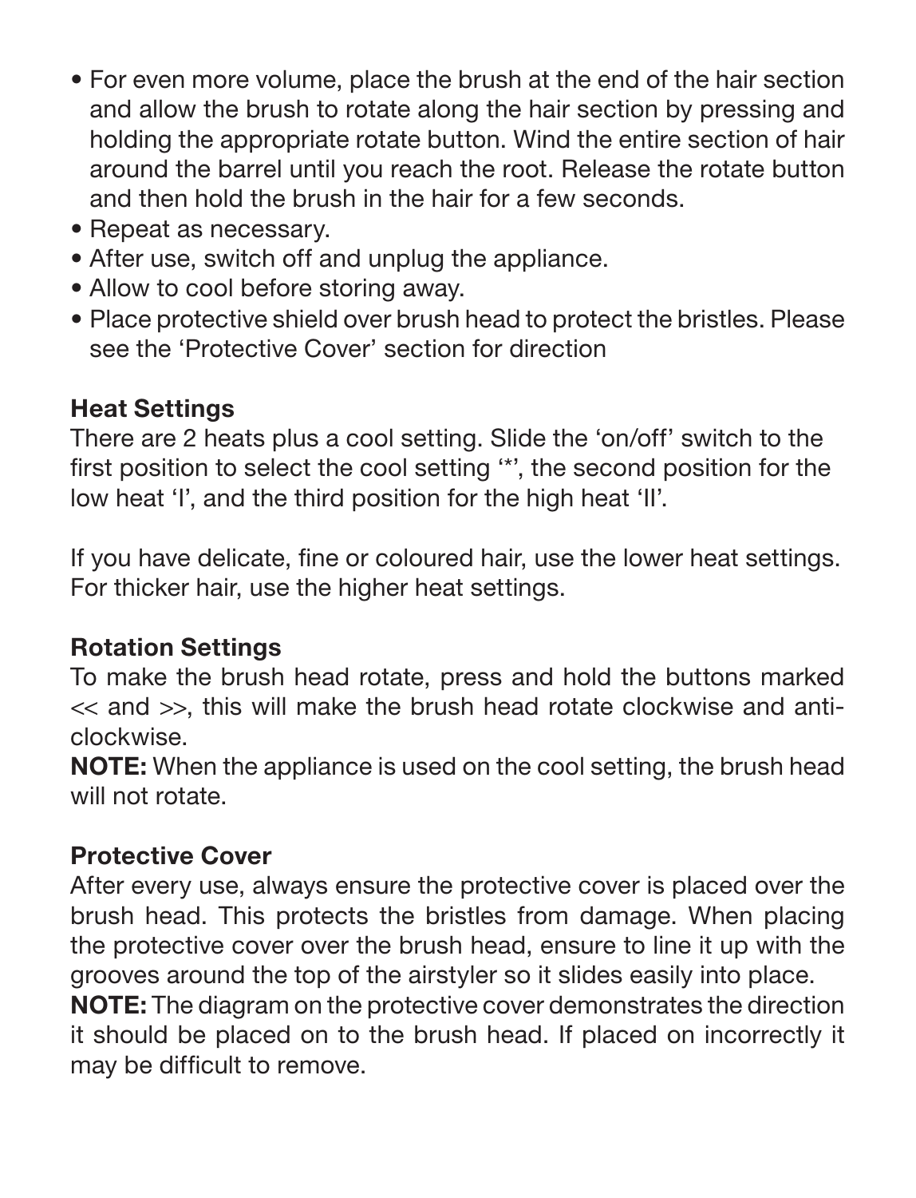- For even more volume, place the brush at the end of the hair section and allow the brush to rotate along the hair section by pressing and holding the appropriate rotate button. Wind the entire section of hair around the barrel until you reach the root. Release the rotate button and then hold the brush in the hair for a few seconds.
- Repeat as necessary.
- After use, switch off and unplug the appliance.
- Allow to cool before storing away.
- Place protective shield over brush head to protect the bristles. Please see the 'Protective Cover' section for direction

**Heat Settings**

There are 2 heats plus a cool setting. Slide the 'on/off' switch to the first position to select the cool setting '*', the second position for the low heat 'I', and the third position for the high heat 'II'.

If you have delicate, fine or coloured hair, use the lower heat settings. For thicker hair, use the higher heat settings.

**Rotation Settings**

To make the brush head rotate, press and hold the buttons marked << and >>, this will make the brush head rotate clockwise and anti-clockwise.

**NOTE:** When the appliance is used on the cool setting, the brush head will not rotate.

**Protective Cover**

After every use, always ensure the protective cover is placed over the brush head. This protects the bristles from damage. When placing the protective cover over the brush head, ensure to line it up with the grooves around the top of the airstyler so it slides easily into place.

**NOTE:** The diagram on the protective cover demonstrates the direction it should be placed on to the brush head. If placed on incorrectly it may be difficult to remove.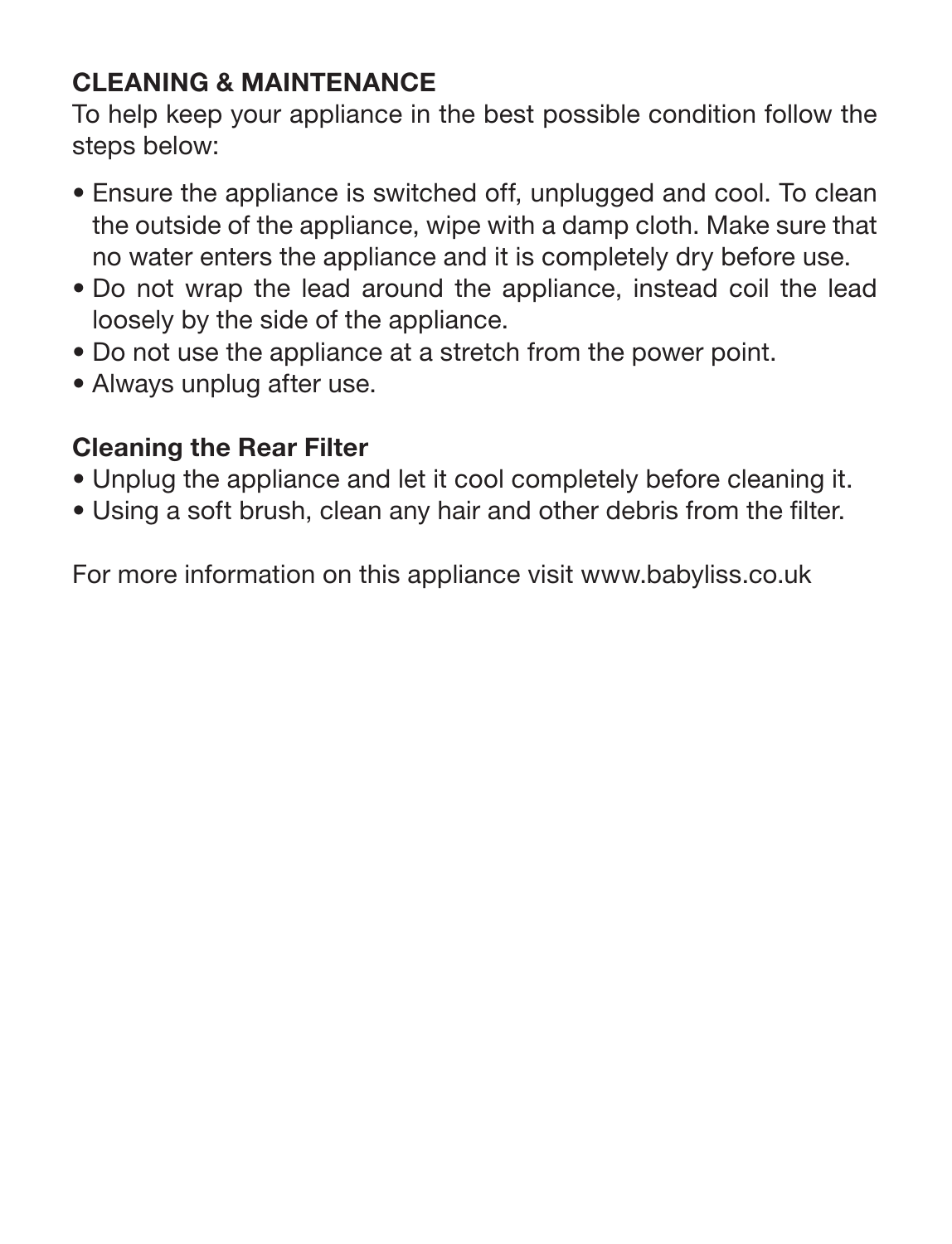## CLEANING & MAINTENANCE

To help keep your appliance in the best possible condition follow the steps below:

- Ensure the appliance is switched off, unplugged and cool. To clean the outside of the appliance, wipe with a damp cloth. Make sure that no water enters the appliance and it is completely dry before use.
- Do not wrap the lead around the appliance, instead coil the lead loosely by the side of the appliance.
- Do not use the appliance at a stretch from the power point.
- Always unplug after use.

### Cleaning the Rear Filter

- Unplug the appliance and let it cool completely before cleaning it.
- Using a soft brush, clean any hair and other debris from the filter.

For more information on this appliance visit www.babyliss.co.uk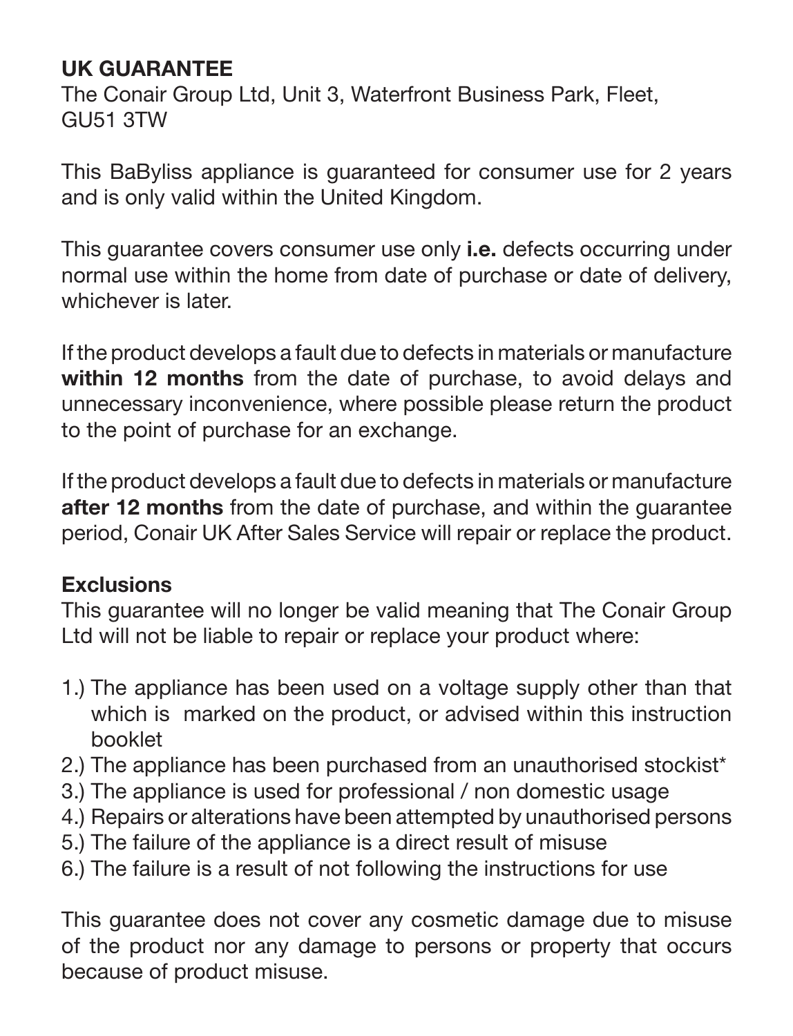## UK GUARANTEE

The Conair Group Ltd, Unit 3, Waterfront Business Park, Fleet, GU51 3TW

This BaByliss appliance is guaranteed for consumer use for 2 years and is only valid within the United Kingdom.

This guarantee covers consumer use only **i.e.** defects occurring under normal use within the home from date of purchase or date of delivery, whichever is later.

If the product develops a fault due to defects in materials or manufacture **within 12 months** from the date of purchase, to avoid delays and unnecessary inconvenience, where possible please return the product to the point of purchase for an exchange.

If the product develops a fault due to defects in materials or manufacture **after 12 months** from the date of purchase, and within the guarantee period, Conair UK After Sales Service will repair or replace the product.

### Exclusions

This guarantee will no longer be valid meaning that The Conair Group Ltd will not be liable to repair or replace your product where:

1.) The appliance has been used on a voltage supply other than that which is marked on the product, or advised within this instruction booklet
2.) The appliance has been purchased from an unauthorised stockist*
3.) The appliance is used for professional / non domestic usage
4.) Repairs or alterations have been attempted by unauthorised persons
5.) The failure of the appliance is a direct result of misuse
6.) The failure is a result of not following the instructions for use

This guarantee does not cover any cosmetic damage due to misuse of the product nor any damage to persons or property that occurs because of product misuse.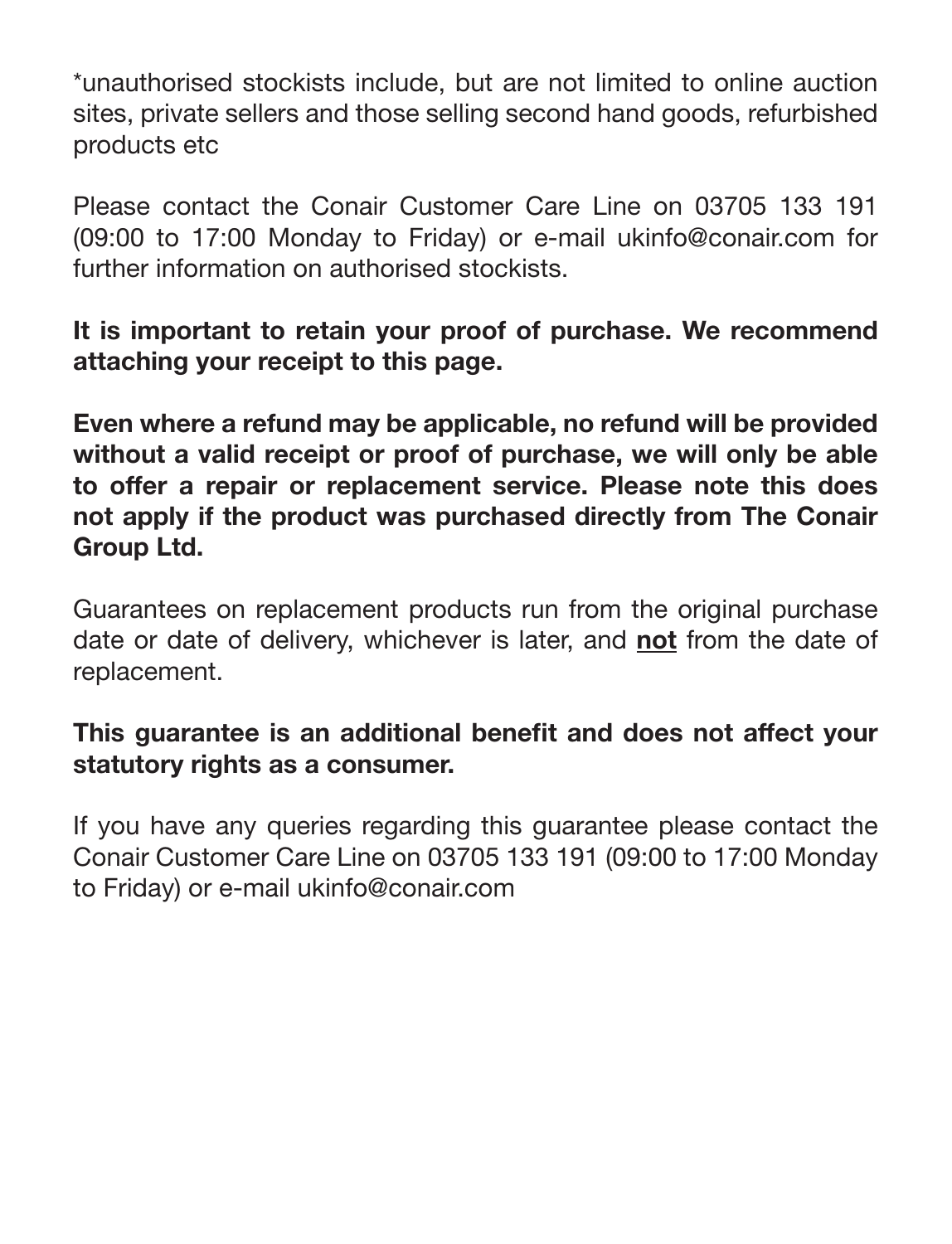*unauthorised stockists include, but are not limited to online auction sites, private sellers and those selling second hand goods, refurbished products etc

Please contact the Conair Customer Care Line on 03705 133 191 (09:00 to 17:00 Monday to Friday) or e-mail ukinfo@conair.com for further information on authorised stockists.

**It is important to retain your proof of purchase. We recommend attaching your receipt to this page.**

**Even where a refund may be applicable, no refund will be provided without a valid receipt or proof of purchase, we will only be able to offer a repair or replacement service. Please note this does not apply if the product was purchased directly from The Conair Group Ltd.**

Guarantees on replacement products run from the original purchase date or date of delivery, whichever is later, and **not** from the date of replacement.

**This guarantee is an additional benefit and does not affect your statutory rights as a consumer.**

If you have any queries regarding this guarantee please contact the Conair Customer Care Line on 03705 133 191 (09:00 to 17:00 Monday to Friday) or e-mail ukinfo@conair.com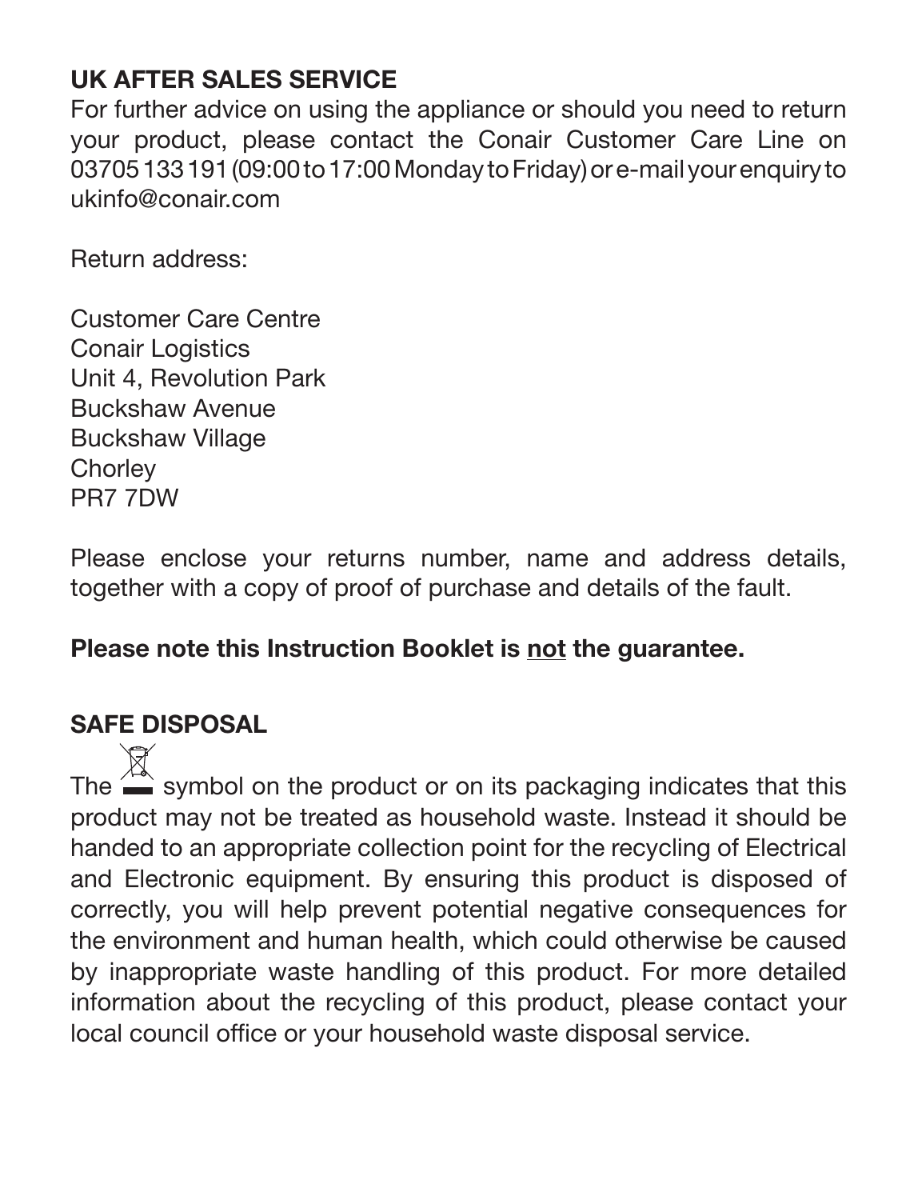## UK AFTER SALES SERVICE

For further advice on using the appliance or should you need to return your product, please contact the Conair Customer Care Line on 03705 133 191 (09:00 to 17:00 Monday to Friday) or e-mail your enquiry to ukinfo@conair.com

Return address:

Customer Care Centre
Conair Logistics
Unit 4, Revolution Park
Buckshaw Avenue
Buckshaw Village
Chorley
PR7 7DW

Please enclose your returns number, name and address details, together with a copy of proof of purchase and details of the fault.

**Please note this Instruction Booklet is not the guarantee.**

## SAFE DISPOSAL

The symbol on the product or on its packaging indicates that this product may not be treated as household waste. Instead it should be handed to an appropriate collection point for the recycling of Electrical and Electronic equipment. By ensuring this product is disposed of correctly, you will help prevent potential negative consequences for the environment and human health, which could otherwise be caused by inappropriate waste handling of this product. For more detailed information about the recycling of this product, please contact your local council office or your household waste disposal service.